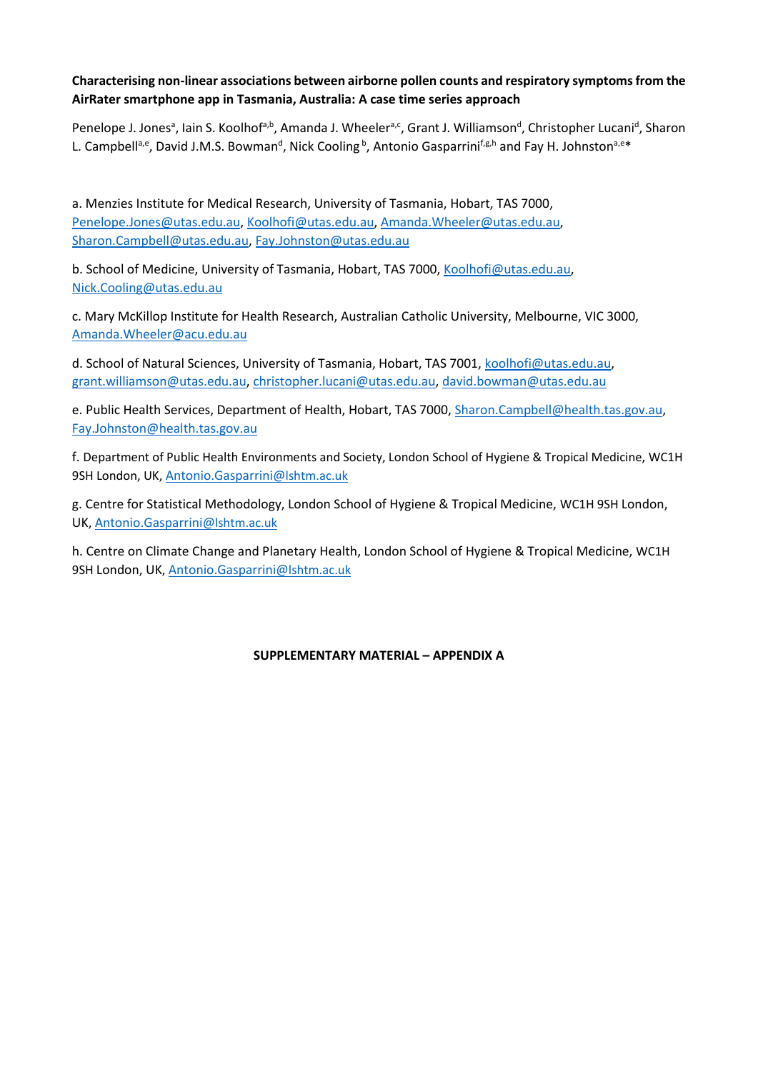**Characterising non-linear associations between airborne pollen counts and respiratory symptoms from the AirRater smartphone app in Tasmania, Australia: A case time series approach**

Penelope J. Jones[a], Iain S. Koolhof[a,b], Amanda J. Wheeler[a,c], Grant J. Williamson[d], Christopher Lucani[d], Sharon L. Campbell[a,e], David J.M.S. Bowman[d], Nick Cooling[b], Antonio Gasparrini[f,g,h] and Fay H. Johnston[a,e]*

a. Menzies Institute for Medical Research, University of Tasmania, Hobart, TAS 7000, Penelope.Jones@utas.edu.au, Koolhofi@utas.edu.au, Amanda.Wheeler@utas.edu.au, Sharon.Campbell@utas.edu.au, Fay.Johnston@utas.edu.au

b. School of Medicine, University of Tasmania, Hobart, TAS 7000, Koolhofi@utas.edu.au, Nick.Cooling@utas.edu.au

c. Mary McKillop Institute for Health Research, Australian Catholic University, Melbourne, VIC 3000, Amanda.Wheeler@acu.edu.au

d. School of Natural Sciences, University of Tasmania, Hobart, TAS 7001, koolhofi@utas.edu.au, grant.williamson@utas.edu.au, christopher.lucani@utas.edu.au, david.bowman@utas.edu.au

e. Public Health Services, Department of Health, Hobart, TAS 7000, Sharon.Campbell@health.tas.gov.au, Fay.Johnston@health.tas.gov.au

f. Department of Public Health Environments and Society, London School of Hygiene & Tropical Medicine, WC1H 9SH London, UK, Antonio.Gasparrini@lshtm.ac.uk

g. Centre for Statistical Methodology, London School of Hygiene & Tropical Medicine, WC1H 9SH London, UK, Antonio.Gasparrini@lshtm.ac.uk

h. Centre on Climate Change and Planetary Health, London School of Hygiene & Tropical Medicine, WC1H 9SH London, UK, Antonio.Gasparrini@lshtm.ac.uk

**SUPPLEMENTARY MATERIAL – APPENDIX A**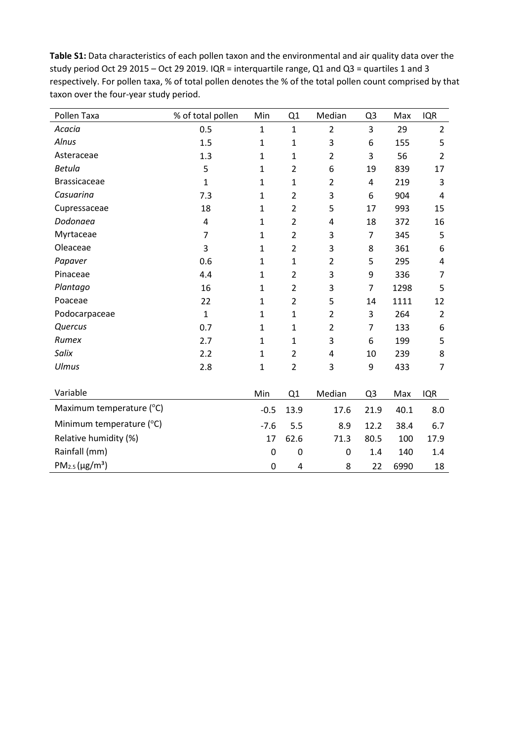**Table S1:** Data characteristics of each pollen taxon and the environmental and air quality data over the study period Oct 29 2015 – Oct 29 2019. IQR = interquartile range, Q1 and Q3 = quartiles 1 and 3 respectively. For pollen taxa, % of total pollen denotes the % of the total pollen count comprised by that taxon over the four-year study period.

| Pollen Taxa | % of total pollen | Min | Q1 | Median | Q3 | Max | IQR |
|---|---|---|---|---|---|---|---|
| *Acacia* | 0.5 | 1 | 1 | 2 | 3 | 29 | 2 |
| *Alnus* | 1.5 | 1 | 1 | 3 | 6 | 155 | 5 |
| Asteraceae | 1.3 | 1 | 1 | 2 | 3 | 56 | 2 |
| *Betula* | 5 | 1 | 2 | 6 | 19 | 839 | 17 |
| Brassicaceae | 1 | 1 | 1 | 2 | 4 | 219 | 3 |
| *Casuarina* | 7.3 | 1 | 2 | 3 | 6 | 904 | 4 |
| Cupressaceae | 18 | 1 | 2 | 5 | 17 | 993 | 15 |
| *Dodonaea* | 4 | 1 | 2 | 4 | 18 | 372 | 16 |
| Myrtaceae | 7 | 1 | 2 | 3 | 7 | 345 | 5 |
| Oleaceae | 3 | 1 | 2 | 3 | 8 | 361 | 6 |
| *Papaver* | 0.6 | 1 | 1 | 2 | 5 | 295 | 4 |
| Pinaceae | 4.4 | 1 | 2 | 3 | 9 | 336 | 7 |
| *Plantago* | 16 | 1 | 2 | 3 | 7 | 1298 | 5 |
| Poaceae | 22 | 1 | 2 | 5 | 14 | 1111 | 12 |
| Podocarpaceae | 1 | 1 | 1 | 2 | 3 | 264 | 2 |
| *Quercus* | 0.7 | 1 | 1 | 2 | 7 | 133 | 6 |
| *Rumex* | 2.7 | 1 | 1 | 3 | 6 | 199 | 5 |
| *Salix* | 2.2 | 1 | 2 | 4 | 10 | 239 | 8 |
| *Ulmus* | 2.8 | 1 | 2 | 3 | 9 | 433 | 7 |

| Variable | Min | Q1 | Median | Q3 | Max | IQR |
|---|---|---|---|---|---|---|
| Maximum temperature (°C) | -0.5 | 13.9 | 17.6 | 21.9 | 40.1 | 8.0 |
| Minimum temperature (°C) | -7.6 | 5.5 | 8.9 | 12.2 | 38.4 | 6.7 |
| Relative humidity (%) | 17 | 62.6 | 71.3 | 80.5 | 100 | 17.9 |
| Rainfall (mm) | 0 | 0 | 0 | 1.4 | 140 | 1.4 |
| $PM_{2.5}$ (μg/m³) | 0 | 4 | 8 | 22 | 6990 | 18 |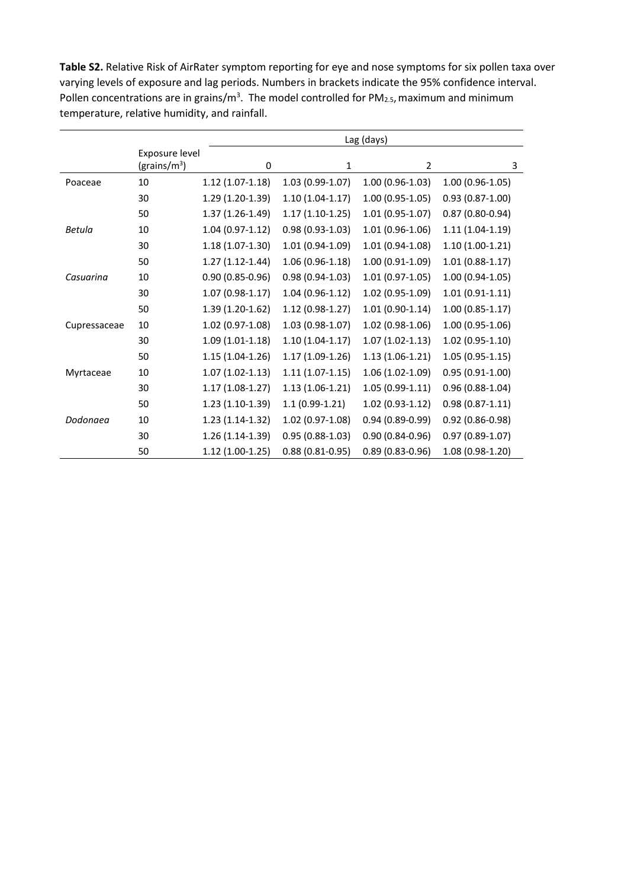**Table S2.** Relative Risk of AirRater symptom reporting for eye and nose symptoms for six pollen taxa over varying levels of exposure and lag periods. Numbers in brackets indicate the 95% confidence interval. Pollen concentrations are in grains/m$^3$. The model controlled for $PM_{2.5}$, maximum and minimum temperature, relative humidity, and rainfall.

| | | Lag (days) | | | |
|---|---|---|---|---|---|
| | Exposure level (grains/m$^3$) | 0 | 1 | 2 | 3 |
| Poaceae | 10 | 1.12 (1.07-1.18) | 1.03 (0.99-1.07) | 1.00 (0.96-1.03) | 1.00 (0.96-1.05) |
| | 30 | 1.29 (1.20-1.39) | 1.10 (1.04-1.17) | 1.00 (0.95-1.05) | 0.93 (0.87-1.00) |
| | 50 | 1.37 (1.26-1.49) | 1.17 (1.10-1.25) | 1.01 (0.95-1.07) | 0.87 (0.80-0.94) |
| *Betula* | 10 | 1.04 (0.97-1.12) | 0.98 (0.93-1.03) | 1.01 (0.96-1.06) | 1.11 (1.04-1.19) |
| | 30 | 1.18 (1.07-1.30) | 1.01 (0.94-1.09) | 1.01 (0.94-1.08) | 1.10 (1.00-1.21) |
| | 50 | 1.27 (1.12-1.44) | 1.06 (0.96-1.18) | 1.00 (0.91-1.09) | 1.01 (0.88-1.17) |
| *Casuarina* | 10 | 0.90 (0.85-0.96) | 0.98 (0.94-1.03) | 1.01 (0.97-1.05) | 1.00 (0.94-1.05) |
| | 30 | 1.07 (0.98-1.17) | 1.04 (0.96-1.12) | 1.02 (0.95-1.09) | 1.01 (0.91-1.11) |
| | 50 | 1.39 (1.20-1.62) | 1.12 (0.98-1.27) | 1.01 (0.90-1.14) | 1.00 (0.85-1.17) |
| Cupressaceae | 10 | 1.02 (0.97-1.08) | 1.03 (0.98-1.07) | 1.02 (0.98-1.06) | 1.00 (0.95-1.06) |
| | 30 | 1.09 (1.01-1.18) | 1.10 (1.04-1.17) | 1.07 (1.02-1.13) | 1.02 (0.95-1.10) |
| | 50 | 1.15 (1.04-1.26) | 1.17 (1.09-1.26) | 1.13 (1.06-1.21) | 1.05 (0.95-1.15) |
| Myrtaceae | 10 | 1.07 (1.02-1.13) | 1.11 (1.07-1.15) | 1.06 (1.02-1.09) | 0.95 (0.91-1.00) |
| | 30 | 1.17 (1.08-1.27) | 1.13 (1.06-1.21) | 1.05 (0.99-1.11) | 0.96 (0.88-1.04) |
| | 50 | 1.23 (1.10-1.39) | 1.1 (0.99-1.21) | 1.02 (0.93-1.12) | 0.98 (0.87-1.11) |
| *Dodonaea* | 10 | 1.23 (1.14-1.32) | 1.02 (0.97-1.08) | 0.94 (0.89-0.99) | 0.92 (0.86-0.98) |
| | 30 | 1.26 (1.14-1.39) | 0.95 (0.88-1.03) | 0.90 (0.84-0.96) | 0.97 (0.89-1.07) |
| | 50 | 1.12 (1.00-1.25) | 0.88 (0.81-0.95) | 0.89 (0.83-0.96) | 1.08 (0.98-1.20) |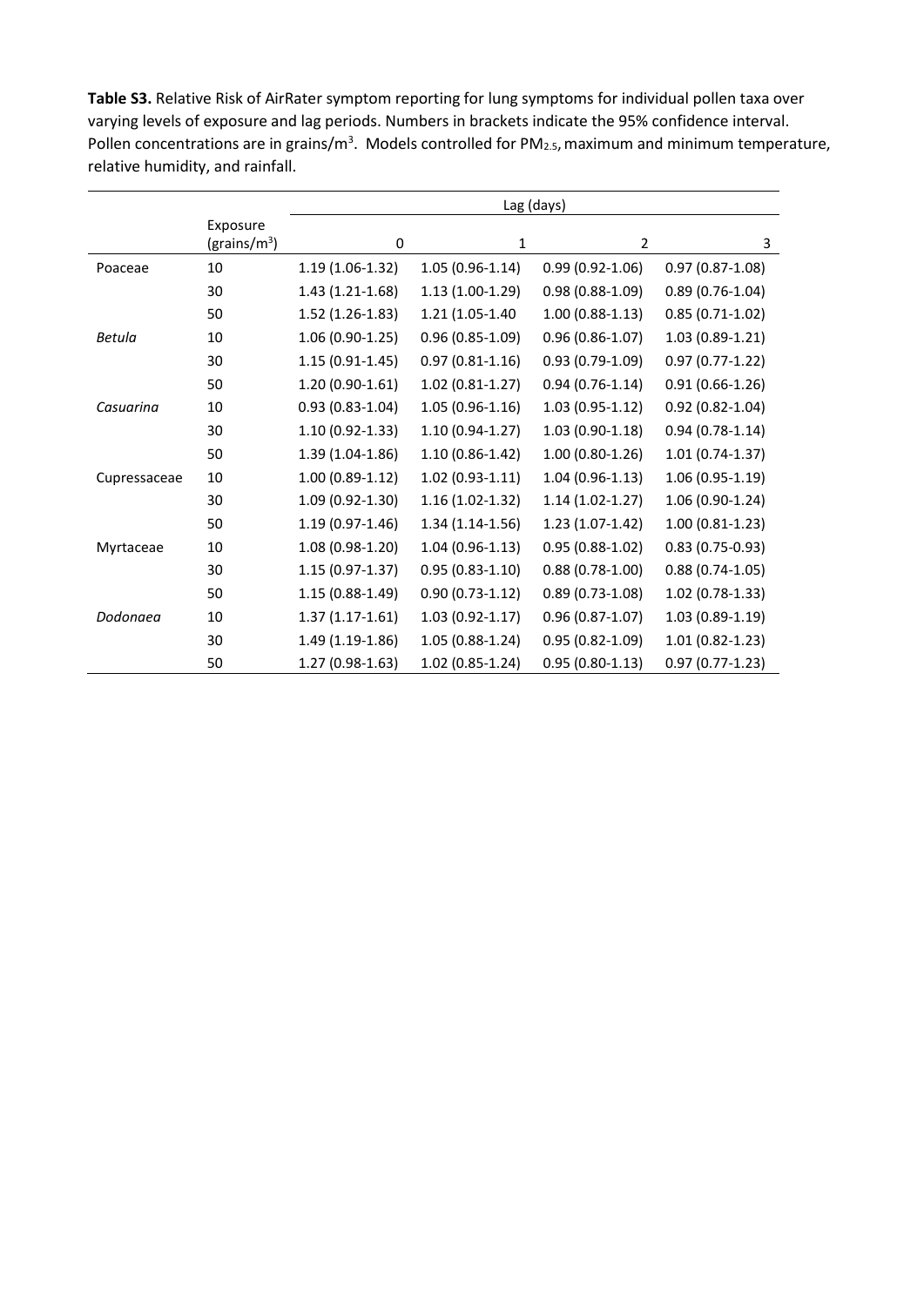**Table S3.** Relative Risk of AirRater symptom reporting for lung symptoms for individual pollen taxa over varying levels of exposure and lag periods. Numbers in brackets indicate the 95% confidence interval. Pollen concentrations are in grains/m$^3$. Models controlled for $PM_{2.5}$, maximum and minimum temperature, relative humidity, and rainfall.

| | | Lag (days) | | | |
|---|---|---|---|---|---|
| | Exposure (grains/m$^3$) | 0 | 1 | 2 | 3 |
| Poaceae | 10 | 1.19 (1.06-1.32) | 1.05 (0.96-1.14) | 0.99 (0.92-1.06) | 0.97 (0.87-1.08) |
| | 30 | 1.43 (1.21-1.68) | 1.13 (1.00-1.29) | 0.98 (0.88-1.09) | 0.89 (0.76-1.04) |
| | 50 | 1.52 (1.26-1.83) | 1.21 (1.05-1.40 | 1.00 (0.88-1.13) | 0.85 (0.71-1.02) |
| *Betula* | 10 | 1.06 (0.90-1.25) | 0.96 (0.85-1.09) | 0.96 (0.86-1.07) | 1.03 (0.89-1.21) |
| | 30 | 1.15 (0.91-1.45) | 0.97 (0.81-1.16) | 0.93 (0.79-1.09) | 0.97 (0.77-1.22) |
| | 50 | 1.20 (0.90-1.61) | 1.02 (0.81-1.27) | 0.94 (0.76-1.14) | 0.91 (0.66-1.26) |
| *Casuarina* | 10 | 0.93 (0.83-1.04) | 1.05 (0.96-1.16) | 1.03 (0.95-1.12) | 0.92 (0.82-1.04) |
| | 30 | 1.10 (0.92-1.33) | 1.10 (0.94-1.27) | 1.03 (0.90-1.18) | 0.94 (0.78-1.14) |
| | 50 | 1.39 (1.04-1.86) | 1.10 (0.86-1.42) | 1.00 (0.80-1.26) | 1.01 (0.74-1.37) |
| Cupressaceae | 10 | 1.00 (0.89-1.12) | 1.02 (0.93-1.11) | 1.04 (0.96-1.13) | 1.06 (0.95-1.19) |
| | 30 | 1.09 (0.92-1.30) | 1.16 (1.02-1.32) | 1.14 (1.02-1.27) | 1.06 (0.90-1.24) |
| | 50 | 1.19 (0.97-1.46) | 1.34 (1.14-1.56) | 1.23 (1.07-1.42) | 1.00 (0.81-1.23) |
| Myrtaceae | 10 | 1.08 (0.98-1.20) | 1.04 (0.96-1.13) | 0.95 (0.88-1.02) | 0.83 (0.75-0.93) |
| | 30 | 1.15 (0.97-1.37) | 0.95 (0.83-1.10) | 0.88 (0.78-1.00) | 0.88 (0.74-1.05) |
| | 50 | 1.15 (0.88-1.49) | 0.90 (0.73-1.12) | 0.89 (0.73-1.08) | 1.02 (0.78-1.33) |
| *Dodonaea* | 10 | 1.37 (1.17-1.61) | 1.03 (0.92-1.17) | 0.96 (0.87-1.07) | 1.03 (0.89-1.19) |
| | 30 | 1.49 (1.19-1.86) | 1.05 (0.88-1.24) | 0.95 (0.82-1.09) | 1.01 (0.82-1.23) |
| | 50 | 1.27 (0.98-1.63) | 1.02 (0.85-1.24) | 0.95 (0.80-1.13) | 0.97 (0.77-1.23) |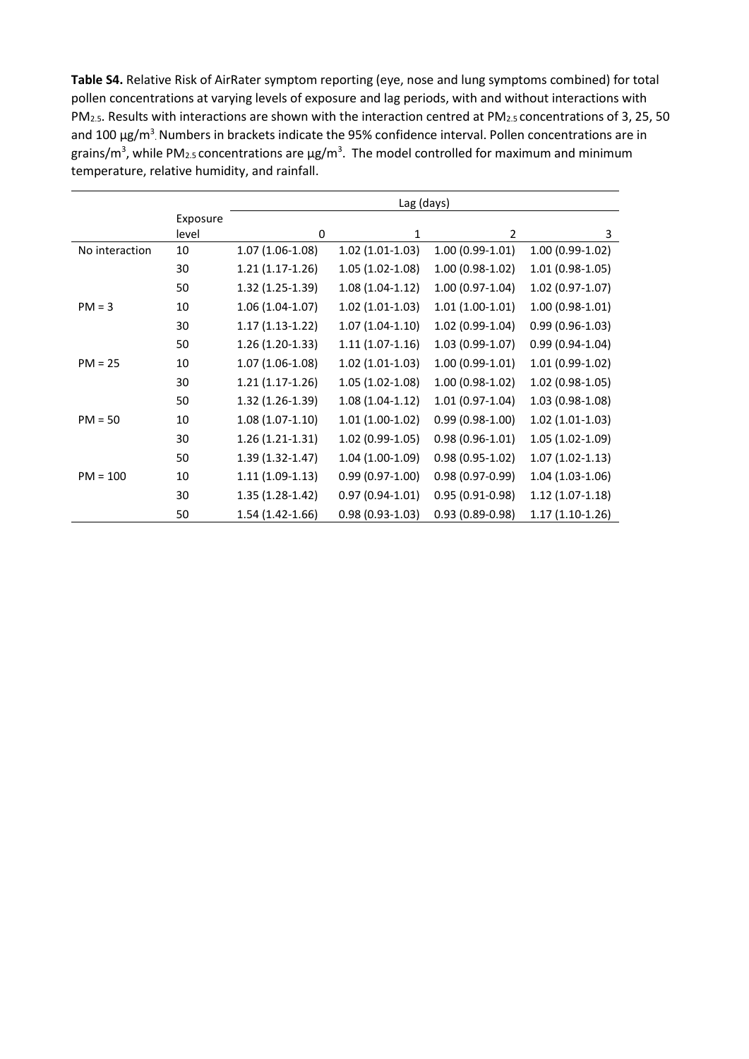**Table S4.** Relative Risk of AirRater symptom reporting (eye, nose and lung symptoms combined) for total pollen concentrations at varying levels of exposure and lag periods, with and without interactions with $PM_{2.5}$. Results with interactions are shown with the interaction centred at $PM_{2.5}$ concentrations of 3, 25, 50 and 100 µg/m$^3$. Numbers in brackets indicate the 95% confidence interval. Pollen concentrations are in grains/m$^3$, while $PM_{2.5}$ concentrations are µg/m$^3$. The model controlled for maximum and minimum temperature, relative humidity, and rainfall.

| | | Lag (days) | | | |
|---|---|---|---|---|---|
| | Exposure level | 0 | 1 | 2 | 3 |
| No interaction | 10 | 1.07 (1.06-1.08) | 1.02 (1.01-1.03) | 1.00 (0.99-1.01) | 1.00 (0.99-1.02) |
| | 30 | 1.21 (1.17-1.26) | 1.05 (1.02-1.08) | 1.00 (0.98-1.02) | 1.01 (0.98-1.05) |
| | 50 | 1.32 (1.25-1.39) | 1.08 (1.04-1.12) | 1.00 (0.97-1.04) | 1.02 (0.97-1.07) |
| PM = 3 | 10 | 1.06 (1.04-1.07) | 1.02 (1.01-1.03) | 1.01 (1.00-1.01) | 1.00 (0.98-1.01) |
| | 30 | 1.17 (1.13-1.22) | 1.07 (1.04-1.10) | 1.02 (0.99-1.04) | 0.99 (0.96-1.03) |
| | 50 | 1.26 (1.20-1.33) | 1.11 (1.07-1.16) | 1.03 (0.99-1.07) | 0.99 (0.94-1.04) |
| PM = 25 | 10 | 1.07 (1.06-1.08) | 1.02 (1.01-1.03) | 1.00 (0.99-1.01) | 1.01 (0.99-1.02) |
| | 30 | 1.21 (1.17-1.26) | 1.05 (1.02-1.08) | 1.00 (0.98-1.02) | 1.02 (0.98-1.05) |
| | 50 | 1.32 (1.26-1.39) | 1.08 (1.04-1.12) | 1.01 (0.97-1.04) | 1.03 (0.98-1.08) |
| PM = 50 | 10 | 1.08 (1.07-1.10) | 1.01 (1.00-1.02) | 0.99 (0.98-1.00) | 1.02 (1.01-1.03) |
| | 30 | 1.26 (1.21-1.31) | 1.02 (0.99-1.05) | 0.98 (0.96-1.01) | 1.05 (1.02-1.09) |
| | 50 | 1.39 (1.32-1.47) | 1.04 (1.00-1.09) | 0.98 (0.95-1.02) | 1.07 (1.02-1.13) |
| PM = 100 | 10 | 1.11 (1.09-1.13) | 0.99 (0.97-1.00) | 0.98 (0.97-0.99) | 1.04 (1.03-1.06) |
| | 30 | 1.35 (1.28-1.42) | 0.97 (0.94-1.01) | 0.95 (0.91-0.98) | 1.12 (1.07-1.18) |
| | 50 | 1.54 (1.42-1.66) | 0.98 (0.93-1.03) | 0.93 (0.89-0.98) | 1.17 (1.10-1.26) |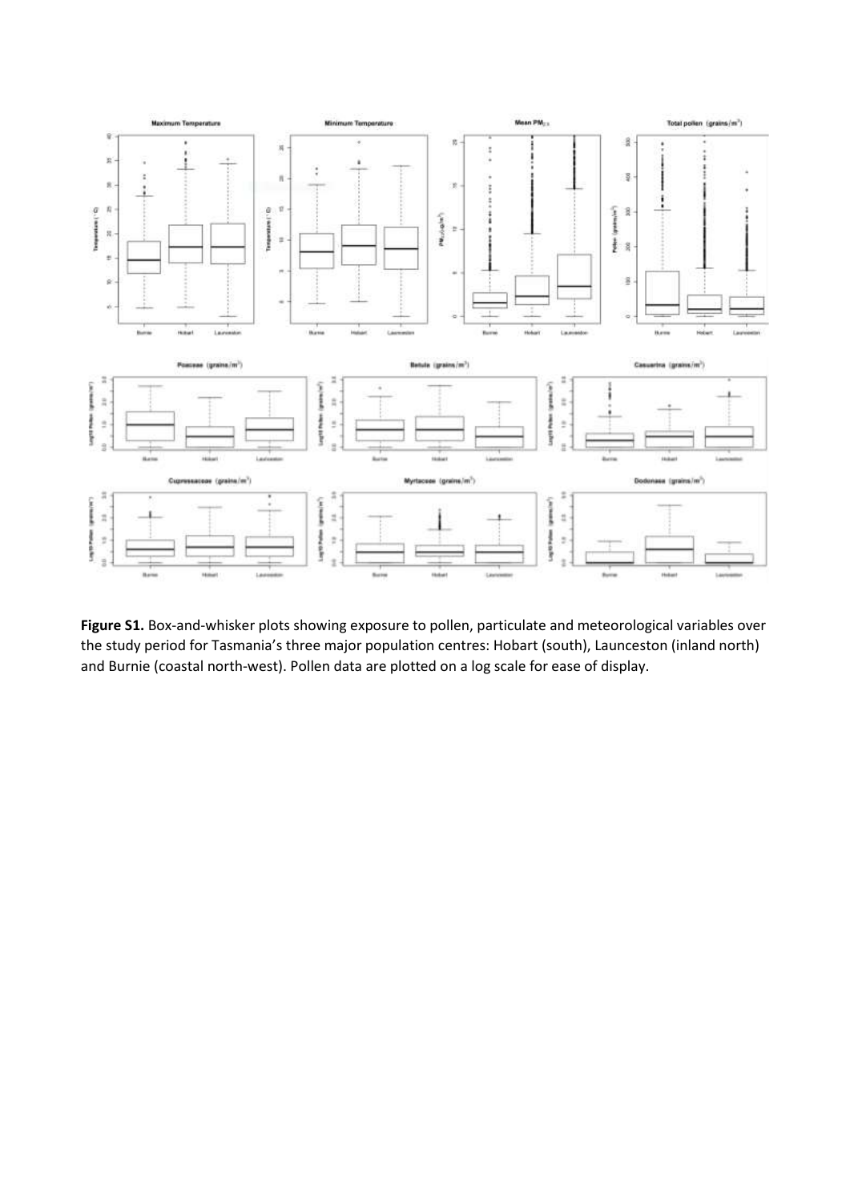**Figure S1.** Box-and-whisker plots showing exposure to pollen, particulate and meteorological variables over the study period for Tasmania's three major population centres: Hobart (south), Launceston (inland north) and Burnie (coastal north-west). Pollen data are plotted on a log scale for ease of display.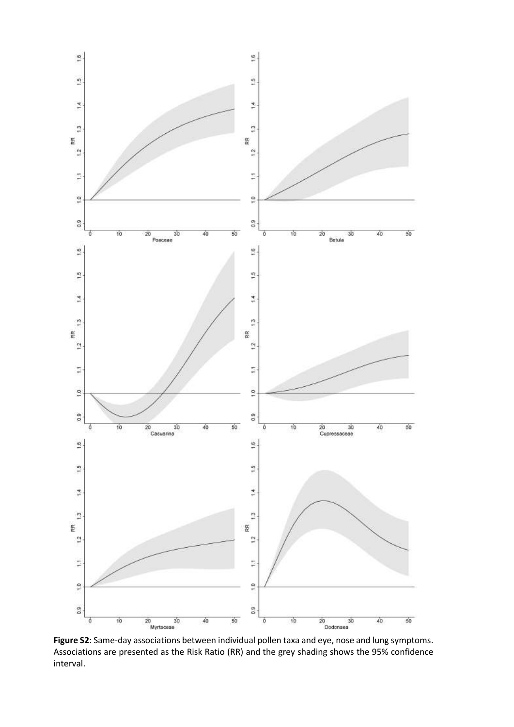RR

1.6
1.5
1.4
1.3
1.2
1.1
1.0
0.9

0 10 20 30 40 50
Poaceae

RR

1.6
1.5
1.4
1.3
1.2
1.1
1.0
0.9

0 10 20 30 40 50
Betula

RR

1.6
1.5
1.4
1.3
1.2
1.1
1.0
0.9

0 10 20 30 40 50
Casuarina

RR

1.6
1.5
1.4
1.3
1.2
1.1
1.0
0.9

0 10 20 30 40 50
Cupressaceae

RR

1.6
1.5
1.4
1.3
1.2
1.1
1.0
0.9

0 10 20 30 40 50
Myrtaceae

RR

1.6
1.5
1.4
1.3
1.2
1.1
1.0
0.9

0 10 20 30 40 50
Dodonaea

**Figure S2**: Same-day associations between individual pollen taxa and eye, nose and lung symptoms. Associations are presented as the Risk Ratio (RR) and the grey shading shows the 95% confidence interval.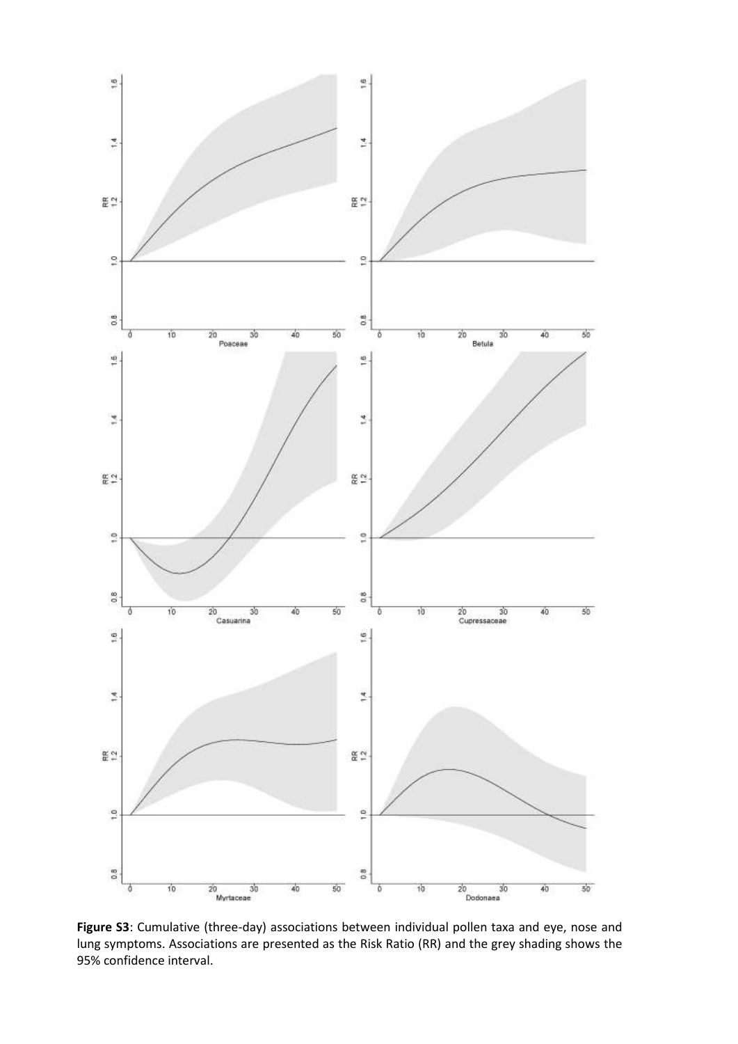RR
1.6
1.4
1.2
1.0
0.8
0 10 20 30 40 50
Poaceae

RR
1.6
1.4
1.2
1.0
0.8
0 10 20 30 40 50
Betula

RR
1.6
1.4
1.2
1.0
0.8
0 10 20 30 40 50
Casuarina

RR
1.6
1.4
1.2
1.0
0.8
0 10 20 30 40 50
Cupressaceae

RR
1.6
1.4
1.2
1.0
0.8
0 10 20 30 40 50
Myrtaceae

RR
1.6
1.4
1.2
1.0
0.8
0 10 20 30 40 50
Dodonaea

**Figure S3**: Cumulative (three-day) associations between individual pollen taxa and eye, nose and lung symptoms. Associations are presented as the Risk Ratio (RR) and the grey shading shows the 95% confidence interval.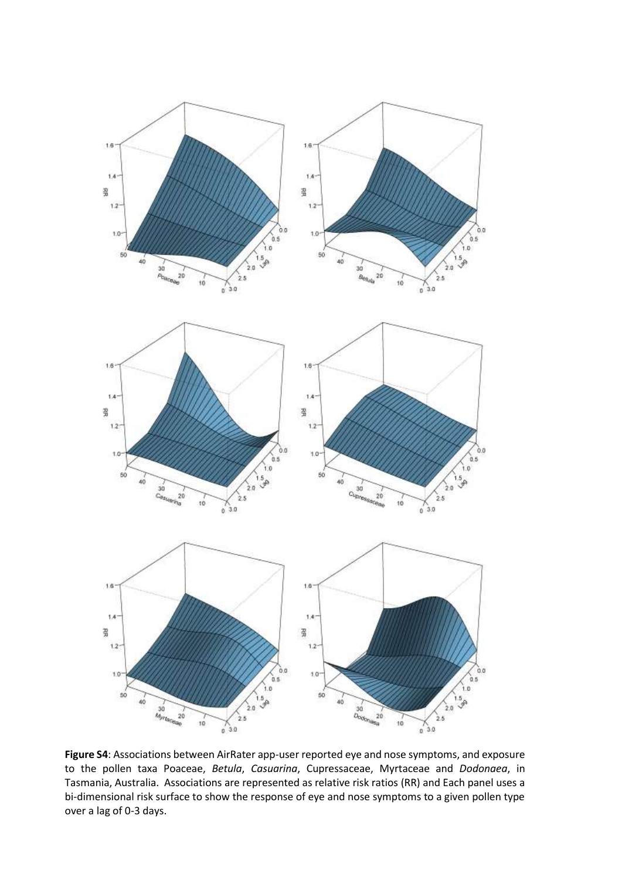1.6
1.4
1.2
1.0
RR
50
40
30
Poaceae
20
10
0
0.0
0.5
1.0
1.5
Lag
2.0
2.5
3.0

1.6
1.4
1.2
1.0
RR
50
40
30
Betula
20
10
0
0.0
0.5
1.0
1.5
Lag
2.0
2.5
3.0

1.6
1.4
1.2
1.0
RR
50
40
30
Casuarina
20
10
0
0.0
0.5
1.0
1.5
Lag
2.0
2.5
3.0

1.6
1.4
1.2
1.0
RR
50
40
30
Cupressaceae
20
10
0
0.0
0.5
1.0
1.5
Lag
2.0
2.5
3.0

1.6
1.4
1.2
1.0
RR
50
40
30
Myrtaceae
20
10
0
0.0
0.5
1.0
1.5
Lag
2.0
2.5
3.0

1.6
1.4
1.2
1.0
RR
50
40
30
Dodonaea
20
10
0
0.0
0.5
1.0
1.5
Lag
2.0
2.5
3.0

**Figure S4**: Associations between AirRater app-user reported eye and nose symptoms, and exposure to the pollen taxa Poaceae, *Betula*, *Casuarina*, Cupressaceae, Myrtaceae and *Dodonaea*, in Tasmania, Australia. Associations are represented as relative risk ratios (RR) and Each panel uses a bi-dimensional risk surface to show the response of eye and nose symptoms to a given pollen type over a lag of 0-3 days.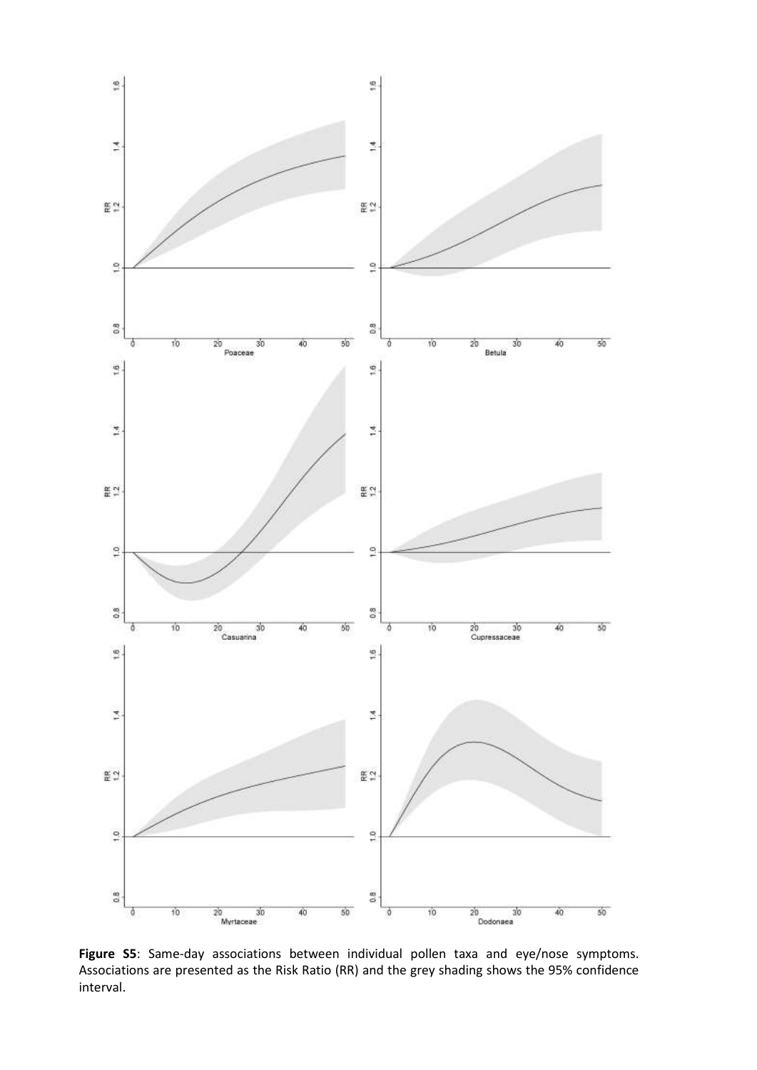RR

1.6
1.4
1.2
1.0
0.8

0 10 20 30 40 50

Poaceae

RR

1.6
1.4
1.2
1.0
0.8

0 10 20 30 40 50

Betula

RR

1.6
1.4
1.2
1.0
0.8

0 10 20 30 40 50

Casuarina

RR

1.6
1.4
1.2
1.0
0.8

0 10 20 30 40 50

Cupressaceae

RR

1.6
1.4
1.2
1.0
0.8

0 10 20 30 40 50

Myrtaceae

RR

1.6
1.4
1.2
1.0
0.8

0 10 20 30 40 50

Dodonaea

**Figure S5**: Same-day associations between individual pollen taxa and eye/nose symptoms. Associations are presented as the Risk Ratio (RR) and the grey shading shows the 95% confidence interval.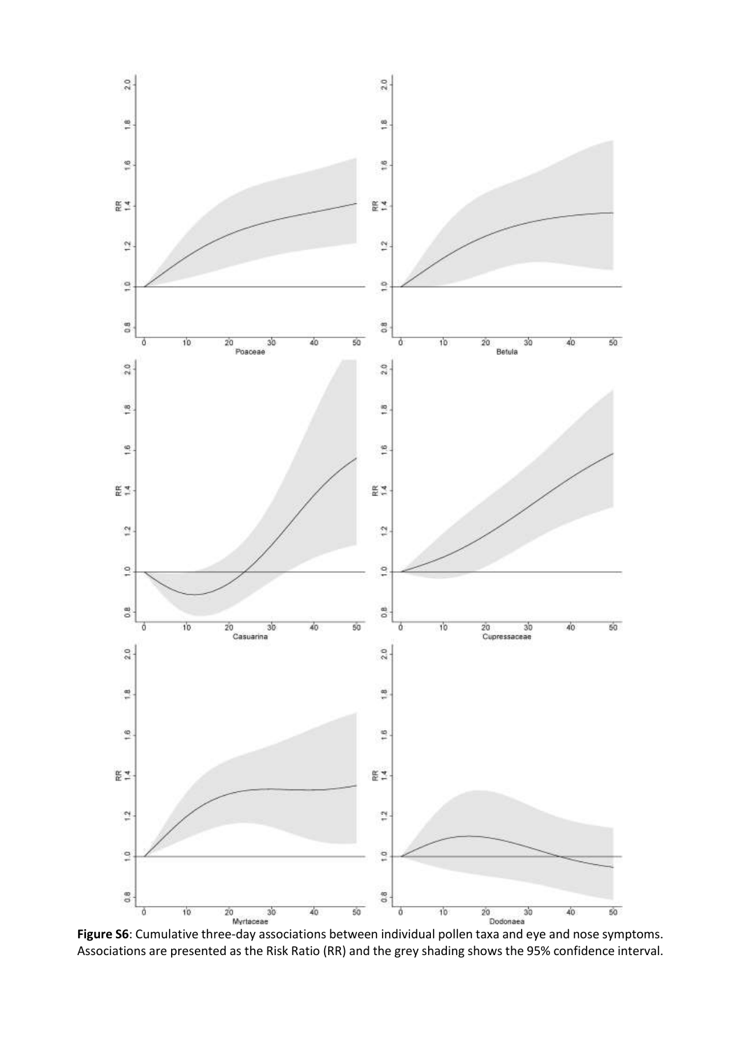RR

2.0
1.8
1.6
1.4
1.2
1.0
0.8

0 10 20 30 40 50

Poaceae

Betula

Casuarina

Cupressaceae

Myrtaceae

Dodonaea

**Figure S6**: Cumulative three-day associations between individual pollen taxa and eye and nose symptoms. Associations are presented as the Risk Ratio (RR) and the grey shading shows the 95% confidence interval.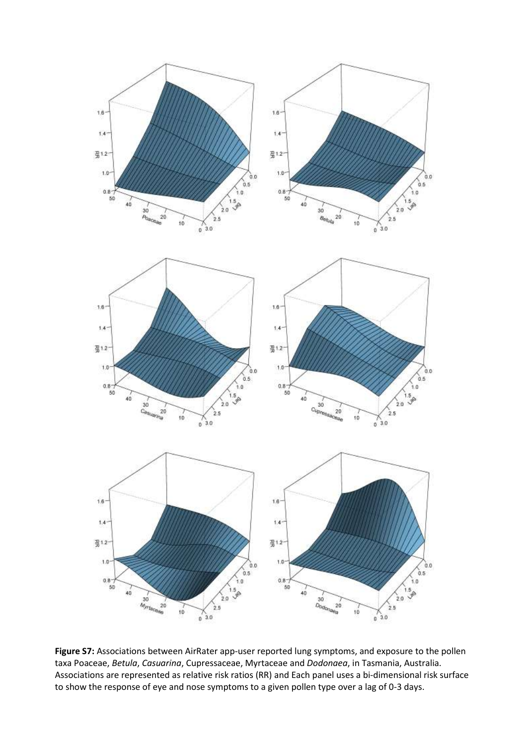RR
1.6
1.4
1.2
1.0
0.8
50
40
30
Poaceae
20
10
0
3.0
2.5
2.0
1.5
Lag
1.0
0.5
0.0

RR
1.6
1.4
1.2
1.0
0.8
50
40
30
Betula
20
10
0
3.0
2.5
2.0
1.5
Lag
1.0
0.5
0.0

RR
1.6
1.4
1.2
1.0
0.8
50
40
30
Casuarina
20
10
0
3.0
2.5
2.0
1.5
Lag
1.0
0.5
0.0

RR
1.6
1.4
1.2
1.0
0.8
50
40
30
Cupressaceae
20
10
0
3.0
2.5
2.0
1.5
Lag
1.0
0.5
0.0

RR
1.6
1.4
1.2
1.0
0.8
50
40
30
Myrtaceae
20
10
0
3.0
2.5
2.0
1.5
Lag
1.0
0.5
0.0

RR
1.6
1.4
1.2
1.0
0.8
50
40
30
Dodonaea
20
10
0
3.0
2.5
2.0
1.5
Lag
1.0
0.5
0.0

**Figure S7:** Associations between AirRater app-user reported lung symptoms, and exposure to the pollen taxa Poaceae, *Betula*, *Casuarina*, Cupressaceae, Myrtaceae and *Dodonaea*, in Tasmania, Australia. Associations are represented as relative risk ratios (RR) and Each panel uses a bi-dimensional risk surface to show the response of eye and nose symptoms to a given pollen type over a lag of 0-3 days.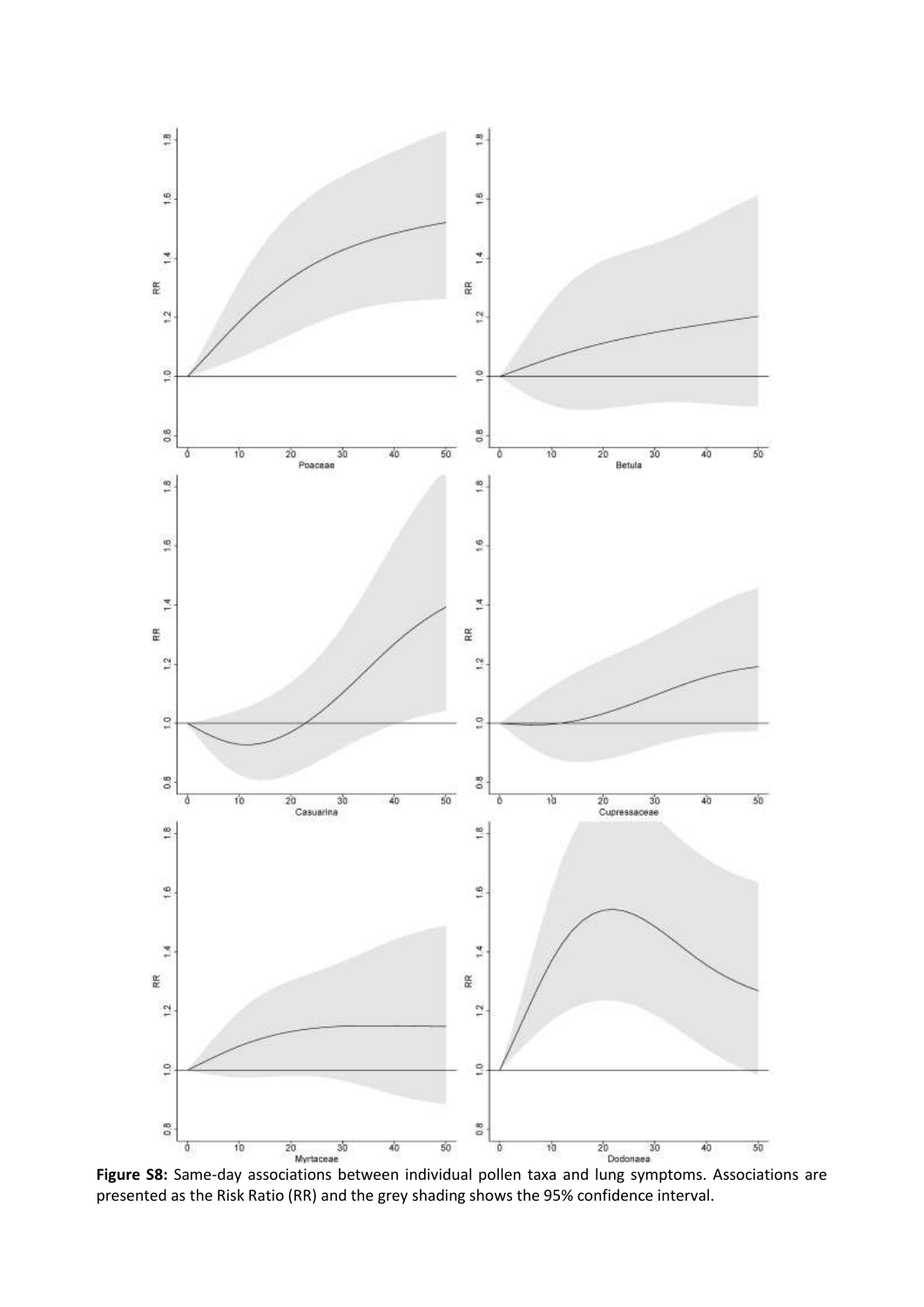RR

1.8
1.6
1.4
1.2
1.0
0.8

0 10 20 30 40 50

Poaceae

Betula

Casuarina

Cupressaceae

Myrtaceae

Dodonaea

**Figure S8:** Same-day associations between individual pollen taxa and lung symptoms. Associations are presented as the Risk Ratio (RR) and the grey shading shows the 95% confidence interval.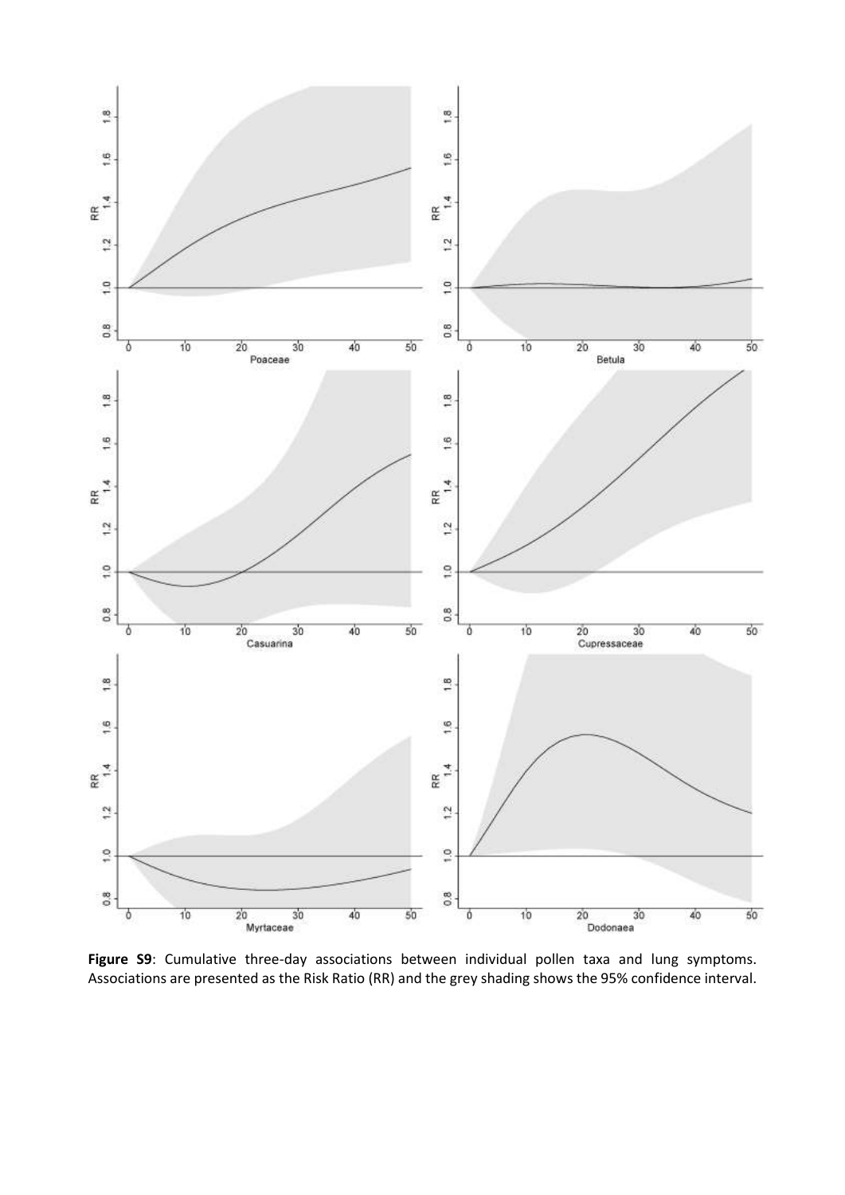RR

1.8
1.6
1.4
1.2
1.0
0.8

0 10 20 30 40 50

Poaceae

RR

1.8
1.6
1.4
1.2
1.0
0.8

0 10 20 30 40 50

Betula

RR

1.8
1.6
1.4
1.2
1.0
0.8

0 10 20 30 40 50

Casuarina

RR

1.8
1.6
1.4
1.2
1.0
0.8

0 10 20 30 40 50

Cupressaceae

RR

1.8
1.6
1.4
1.2
1.0
0.8

0 10 20 30 40 50

Myrtaceae

RR

1.8
1.6
1.4
1.2
1.0
0.8

0 10 20 30 40 50

Dodonaea

**Figure S9**: Cumulative three-day associations between individual pollen taxa and lung symptoms. Associations are presented as the Risk Ratio (RR) and the grey shading shows the 95% confidence interval.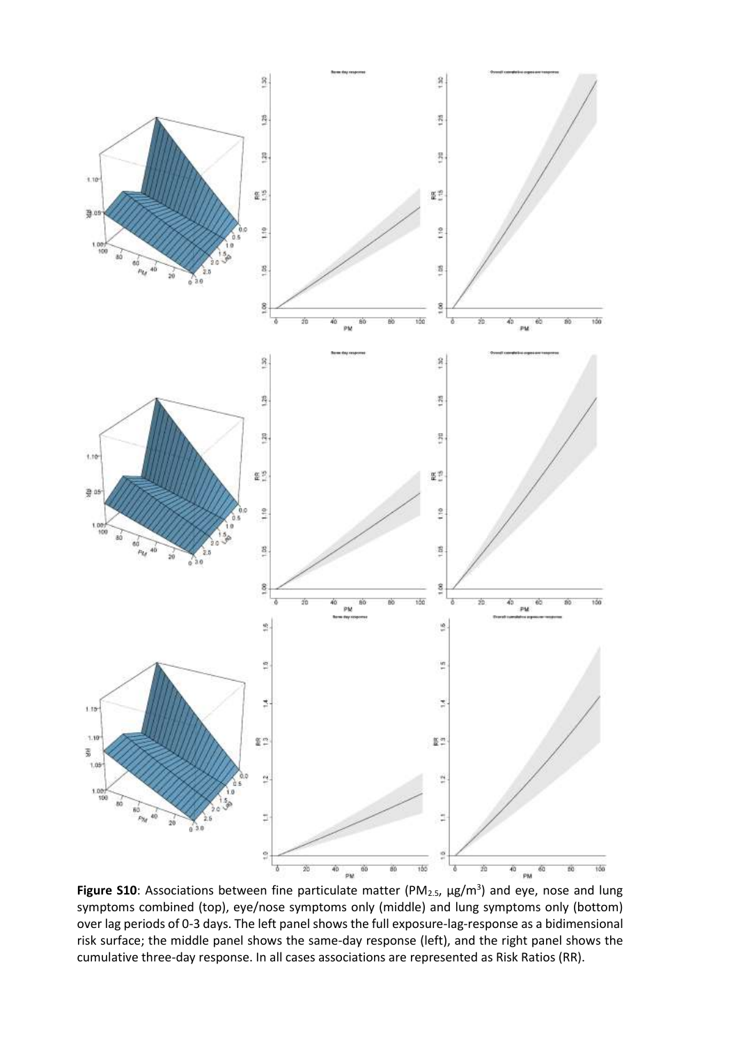Same day response

Overall cumulative exposure-response

RR

PM

Lag

Same day response

Overall cumulative exposure-response

RR

PM

Lag

Same day response

Overall cumulative exposure-response

RR

PM

Lag

**Figure S10**: Associations between fine particulate matter ($PM_{2.5}$, $\mu g/m^3$) and eye, nose and lung symptoms combined (top), eye/nose symptoms only (middle) and lung symptoms only (bottom) over lag periods of 0-3 days. The left panel shows the full exposure-lag-response as a bidimensional risk surface; the middle panel shows the same-day response (left), and the right panel shows the cumulative three-day response. In all cases associations are represented as Risk Ratios (RR).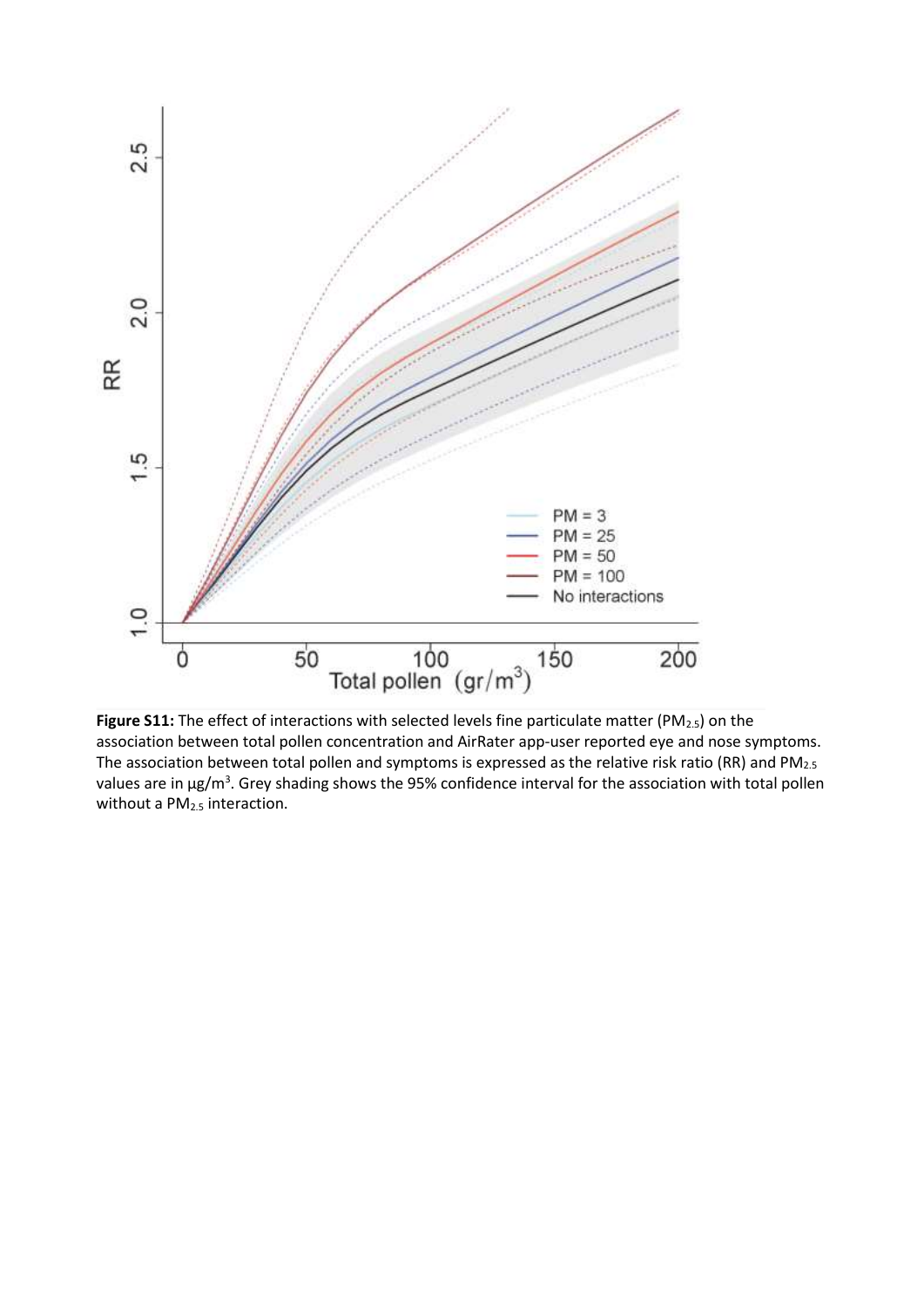RR

2.5

2.0

1.5

1.0

0

50

100

150

200

Total pollen (gr/m$^3$)

PM = 3

PM = 25

PM = 50

PM = 100

No interactions

**Figure S11:** The effect of interactions with selected levels fine particulate matter ($PM_{2.5}$) on the association between total pollen concentration and AirRater app-user reported eye and nose symptoms. The association between total pollen and symptoms is expressed as the relative risk ratio (RR) and $PM_{2.5}$ values are in µg/m$^3$. Grey shading shows the 95% confidence interval for the association with total pollen without a $PM_{2.5}$ interaction.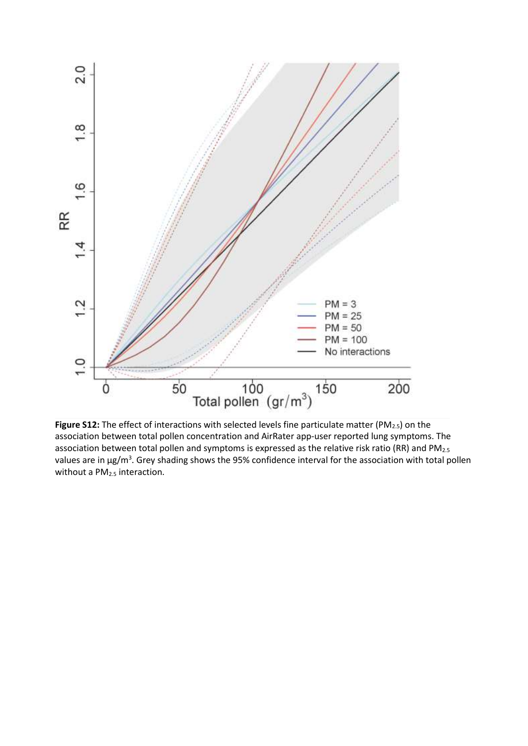RR

2.0

1.8

1.6

1.4

1.2

1.0

0

50

100

150

200

Total pollen $(gr/m^3)$

PM = 3

PM = 25

PM = 50

PM = 100

No interactions

**Figure S12:** The effect of interactions with selected levels fine particulate matter ($PM_{2.5}$) on the association between total pollen concentration and AirRater app-user reported lung symptoms. The association between total pollen and symptoms is expressed as the relative risk ratio (RR) and $PM_{2.5}$ values are in µg/m$^3$. Grey shading shows the 95% confidence interval for the association with total pollen without a $PM_{2.5}$ interaction.